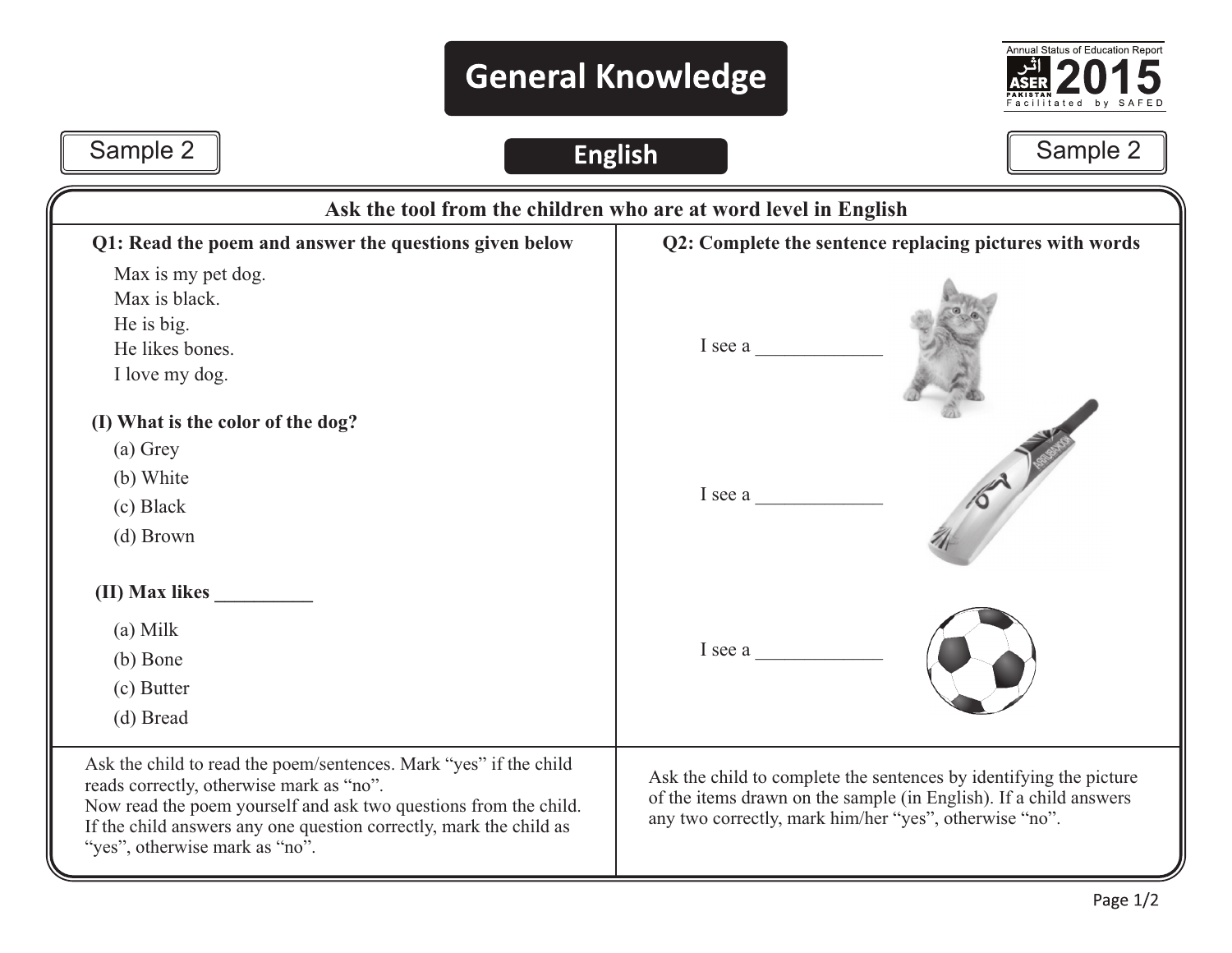# General Knowledge

Annual Status of Education Report
ASER PAKISTAN 2015
Facilitated by SAFED

Sample 2

## English

Sample 2

**Ask the tool from the children who are at word level in English**

### Q1: Read the poem and answer the questions given below

Max is my pet dog.
Max is black.
He is big.
He likes bones.
I love my dog.

**(I) What is the color of the dog?**

(a) Grey
(b) White
(c) Black
(d) Brown

**(II) Max likes __________**

(a) Milk
(b) Bone
(c) Butter
(d) Bread

Ask the child to read the poem/sentences. Mark "yes" if the child reads correctly, otherwise mark as "no".
Now read the poem yourself and ask two questions from the child. If the child answers any one question correctly, mark the child as "yes", otherwise mark as "no".

### Q2: Complete the sentence replacing pictures with words

I see a _____________

I see a _____________

I see a _____________

Ask the child to complete the sentences by identifying the picture of the items drawn on the sample (in English). If a child answers any two correctly, mark him/her "yes", otherwise "no".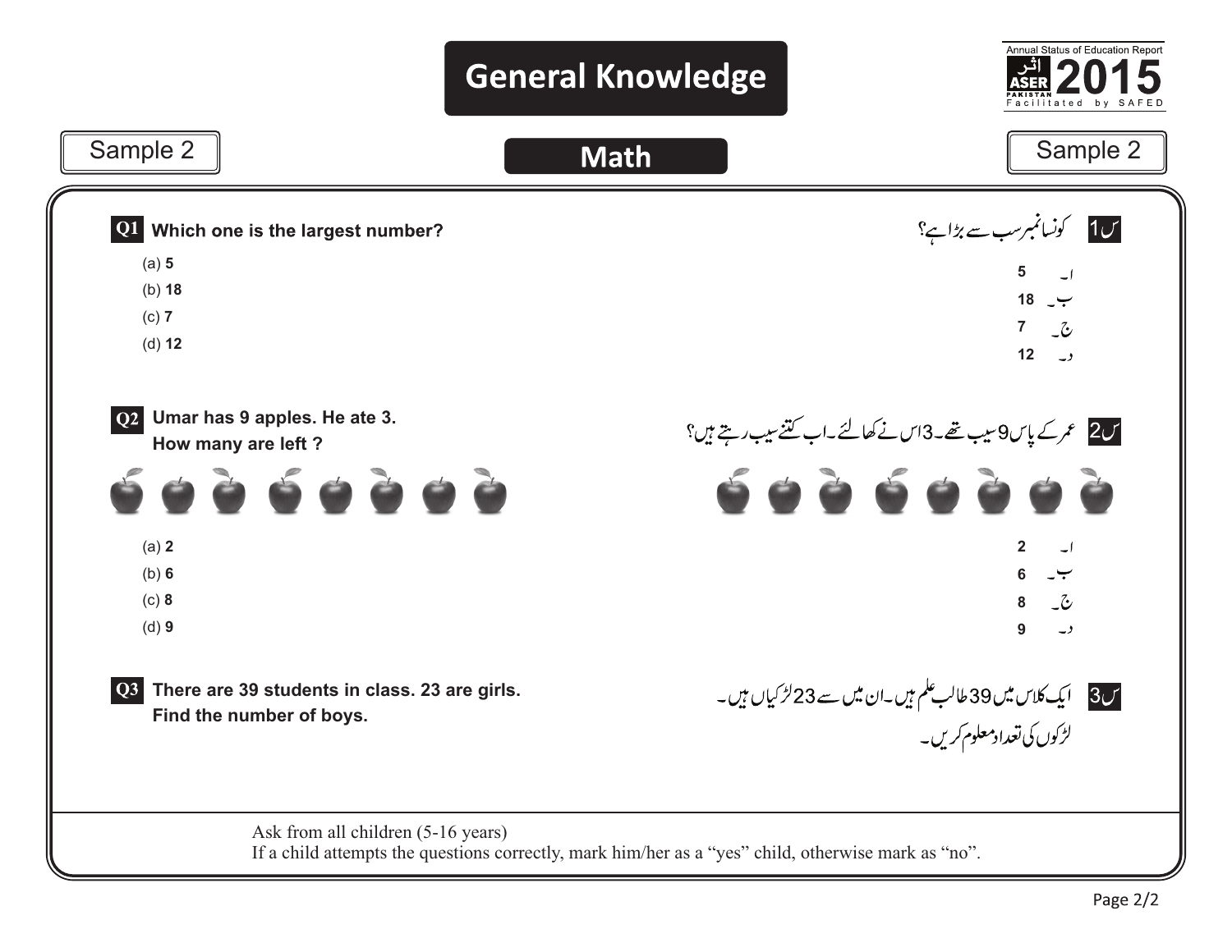# General Knowledge

Annual Status of Education Report
ASER PAKISTAN 2015
Facilitated by SAFED

Sample 2

## Math

Sample 2

**Q1 Which one is the largest number?**

(a) **5**
(b) **18**
(c) **7**
(d) **12**

س1 کونسا نمبر سب سے بڑا ہے؟

ا۔ **5**
ب۔ **18**
ج۔ **7**
د۔ **12**

**Q2 Umar has 9 apples. He ate 3. How many are left ?**

(a) **2**
(b) **6**
(c) **8**
(d) **9**

س2 عمر کے پاس 9 سیب تھے۔ 3 اس نے کھا لئے۔ اب کتنے سیب رہتے ہیں؟

ا۔ **2**
ب۔ **6**
ج۔ **8**
د۔ **9**

**Q3 There are 39 students in class. 23 are girls. Find the number of boys.**

س3 ایک کلاس میں 39 طالب علم ہیں۔ ان میں سے 23 لڑکیاں ہیں۔
لڑکوں کی تعداد معلوم کریں۔

Ask from all children (5-16 years)
If a child attempts the questions correctly, mark him/her as a “yes” child, otherwise mark as “no”.